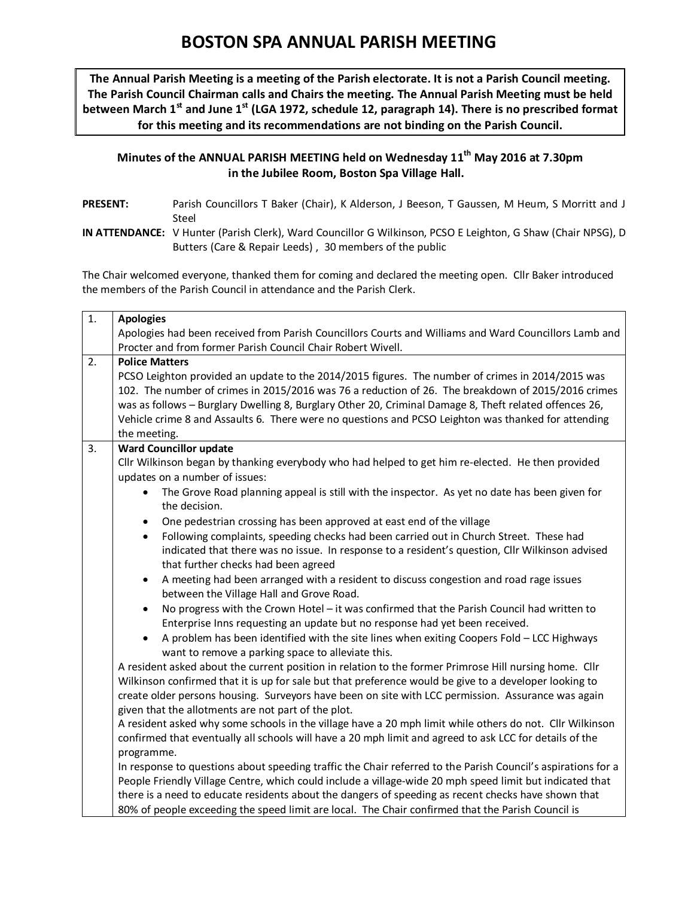# BOSTON SPA ANNUAL PARISH MEETING

**The Annual Parish Meeting is a meeting of the Parish electorate. It is not a Parish Council meeting. The Parish Council Chairman calls and Chairs the meeting. The Annual Parish Meeting must be held between March 1st and June 1st (LGA 1972, schedule 12, paragraph 14). There is no prescribed format for this meeting and its recommendations are not binding on the Parish Council.**

### Minutes of the ANNUAL PARISH MEETING held on Wednesday 11th May 2016 at 7.30pm in the Jubilee Room, Boston Spa Village Hall.

**PRESENT:** Parish Councillors T Baker (Chair), K Alderson, J Beeson, T Gaussen, M Heum, S Morritt and J Steel

**IN ATTENDANCE:** V Hunter (Parish Clerk), Ward Councillor G Wilkinson, PCSO E Leighton, G Shaw (Chair NPSG), D Butters (Care & Repair Leeds) , 30 members of the public

The Chair welcomed everyone, thanked them for coming and declared the meeting open. Cllr Baker introduced the members of the Parish Council in attendance and the Parish Clerk.

| | |
|---|---|
| 1. | **Apologies**<br>Apologies had been received from Parish Councillors Courts and Williams and Ward Councillors Lamb and Procter and from former Parish Council Chair Robert Wivell. |
| 2. | **Police Matters**<br>PCSO Leighton provided an update to the 2014/2015 figures. The number of crimes in 2014/2015 was 102. The number of crimes in 2015/2016 was 76 a reduction of 26. The breakdown of 2015/2016 crimes was as follows – Burglary Dwelling 8, Burglary Other 20, Criminal Damage 8, Theft related offences 26, Vehicle crime 8 and Assaults 6. There were no questions and PCSO Leighton was thanked for attending the meeting. |
| 3. | **Ward Councillor update**<br>Cllr Wilkinson began by thanking everybody who had helped to get him re-elected. He then provided updates on a number of issues:<br>• The Grove Road planning appeal is still with the inspector. As yet no date has been given for the decision.<br>• One pedestrian crossing has been approved at east end of the village<br>• Following complaints, speeding checks had been carried out in Church Street. These had indicated that there was no issue. In response to a resident's question, Cllr Wilkinson advised that further checks had been agreed<br>• A meeting had been arranged with a resident to discuss congestion and road rage issues between the Village Hall and Grove Road.<br>• No progress with the Crown Hotel – it was confirmed that the Parish Council had written to Enterprise Inns requesting an update but no response had yet been received.<br>• A problem has been identified with the site lines when exiting Coopers Fold – LCC Highways want to remove a parking space to alleviate this.<br>A resident asked about the current position in relation to the former Primrose Hill nursing home. Cllr Wilkinson confirmed that it is up for sale but that preference would be give to a developer looking to create older persons housing. Surveyors have been on site with LCC permission. Assurance was again given that the allotments are not part of the plot.<br>A resident asked why some schools in the village have a 20 mph limit while others do not. Cllr Wilkinson confirmed that eventually all schools will have a 20 mph limit and agreed to ask LCC for details of the programme.<br>In response to questions about speeding traffic the Chair referred to the Parish Council's aspirations for a People Friendly Village Centre, which could include a village-wide 20 mph speed limit but indicated that there is a need to educate residents about the dangers of speeding as recent checks have shown that 80% of people exceeding the speed limit are local. The Chair confirmed that the Parish Council is |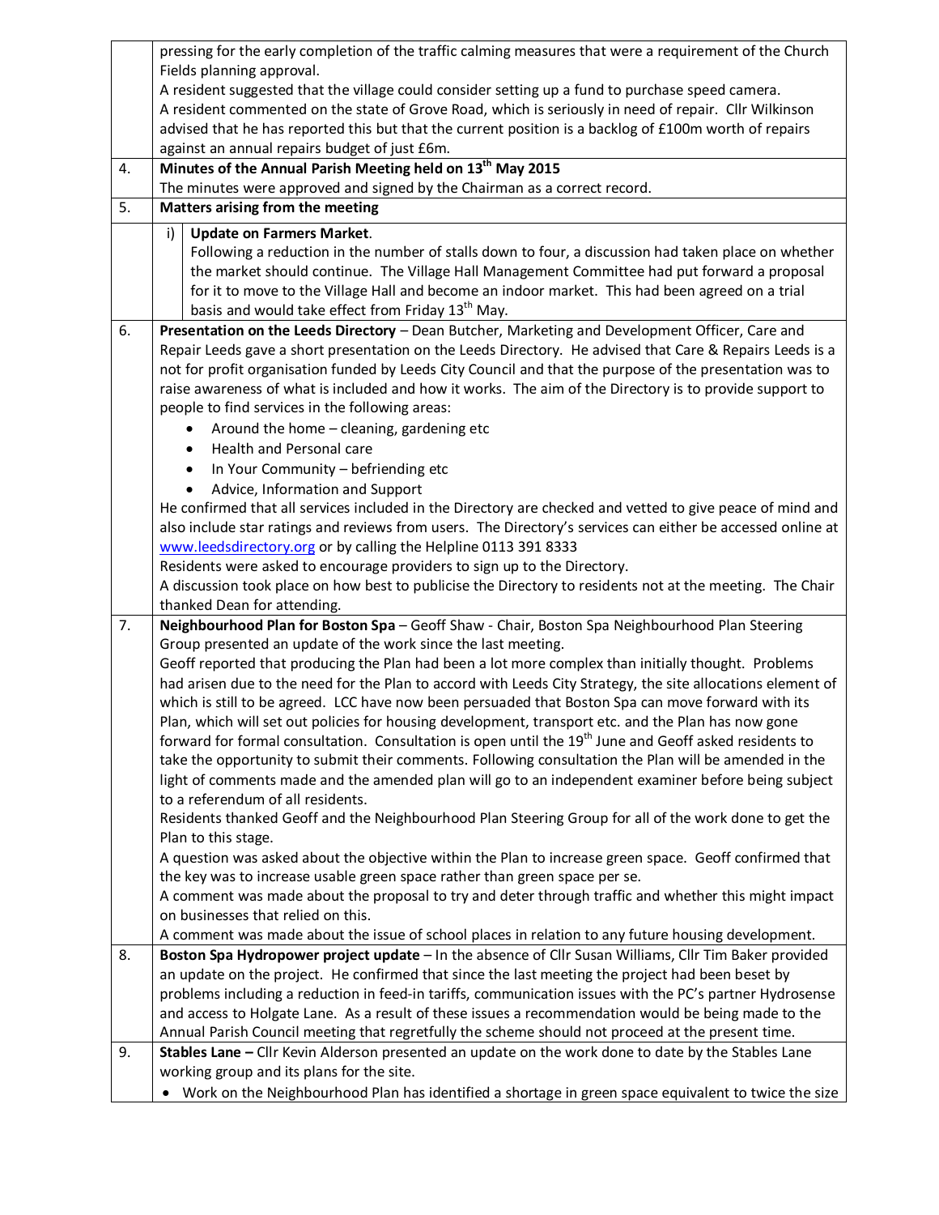| | |
|---|---|
| | pressing for the early completion of the traffic calming measures that were a requirement of the Church Fields planning approval.<br>A resident suggested that the village could consider setting up a fund to purchase speed camera.<br>A resident commented on the state of Grove Road, which is seriously in need of repair. Cllr Wilkinson advised that he has reported this but that the current position is a backlog of £100m worth of repairs against an annual repairs budget of just £6m. |
| 4. | **Minutes of the Annual Parish Meeting held on 13th May 2015**<br>The minutes were approved and signed by the Chairman as a correct record. |
| 5. | **Matters arising from the meeting** |
| | i) **Update on Farmers Market**.<br>Following a reduction in the number of stalls down to four, a discussion had taken place on whether the market should continue. The Village Hall Management Committee had put forward a proposal for it to move to the Village Hall and become an indoor market. This had been agreed on a trial basis and would take effect from Friday 13th May. |
| 6. | **Presentation on the Leeds Directory** – Dean Butcher, Marketing and Development Officer, Care and Repair Leeds gave a short presentation on the Leeds Directory. He advised that Care & Repairs Leeds is a not for profit organisation funded by Leeds City Council and that the purpose of the presentation was to raise awareness of what is included and how it works. The aim of the Directory is to provide support to people to find services in the following areas:<br>• Around the home – cleaning, gardening etc<br>• Health and Personal care<br>• In Your Community – befriending etc<br>• Advice, Information and Support<br>He confirmed that all services included in the Directory are checked and vetted to give peace of mind and also include star ratings and reviews from users. The Directory's services can either be accessed online at www.leedsdirectory.org or by calling the Helpline 0113 391 8333<br>Residents were asked to encourage providers to sign up to the Directory.<br>A discussion took place on how best to publicise the Directory to residents not at the meeting. The Chair thanked Dean for attending. |
| 7. | **Neighbourhood Plan for Boston Spa** – Geoff Shaw - Chair, Boston Spa Neighbourhood Plan Steering Group presented an update of the work since the last meeting.<br>Geoff reported that producing the Plan had been a lot more complex than initially thought. Problems had arisen due to the need for the Plan to accord with Leeds City Strategy, the site allocations element of which is still to be agreed. LCC have now been persuaded that Boston Spa can move forward with its Plan, which will set out policies for housing development, transport etc. and the Plan has now gone forward for formal consultation. Consultation is open until the 19th June and Geoff asked residents to take the opportunity to submit their comments. Following consultation the Plan will be amended in the light of comments made and the amended plan will go to an independent examiner before being subject to a referendum of all residents.<br>Residents thanked Geoff and the Neighbourhood Plan Steering Group for all of the work done to get the Plan to this stage.<br>A question was asked about the objective within the Plan to increase green space. Geoff confirmed that the key was to increase usable green space rather than green space per se.<br>A comment was made about the proposal to try and deter through traffic and whether this might impact on businesses that relied on this.<br>A comment was made about the issue of school places in relation to any future housing development. |
| 8. | **Boston Spa Hydropower project update** – In the absence of Cllr Susan Williams, Cllr Tim Baker provided an update on the project. He confirmed that since the last meeting the project had been beset by problems including a reduction in feed-in tariffs, communication issues with the PC's partner Hydrosense and access to Holgate Lane. As a result of these issues a recommendation would be being made to the Annual Parish Council meeting that regretfully the scheme should not proceed at the present time. |
| 9. | **Stables Lane –** Cllr Kevin Alderson presented an update on the work done to date by the Stables Lane working group and its plans for the site.<br>• Work on the Neighbourhood Plan has identified a shortage in green space equivalent to twice the size |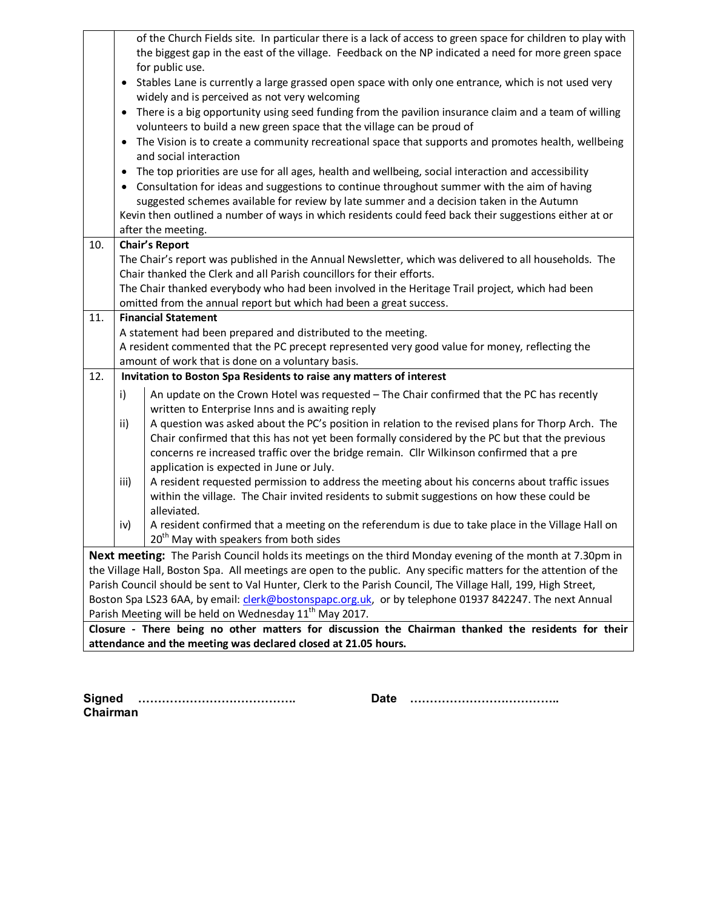| | |
|---|---|
| | of the Church Fields site. In particular there is a lack of access to green space for children to play with the biggest gap in the east of the village. Feedback on the NP indicated a need for more green space for public use.<br>• Stables Lane is currently a large grassed open space with only one entrance, which is not used very widely and is perceived as not very welcoming<br>• There is a big opportunity using seed funding from the pavilion insurance claim and a team of willing volunteers to build a new green space that the village can be proud of<br>• The Vision is to create a community recreational space that supports and promotes health, wellbeing and social interaction<br>• The top priorities are use for all ages, health and wellbeing, social interaction and accessibility<br>• Consultation for ideas and suggestions to continue throughout summer with the aim of having suggested schemes available for review by late summer and a decision taken in the Autumn<br>Kevin then outlined a number of ways in which residents could feed back their suggestions either at or after the meeting. |
| 10. | **Chair's Report**<br>The Chair's report was published in the Annual Newsletter, which was delivered to all households. The Chair thanked the Clerk and all Parish councillors for their efforts.<br>The Chair thanked everybody who had been involved in the Heritage Trail project, which had been omitted from the annual report but which had been a great success. |
| 11. | **Financial Statement**<br>A statement had been prepared and distributed to the meeting.<br>A resident commented that the PC precept represented very good value for money, reflecting the amount of work that is done on a voluntary basis. |
| 12. | **Invitation to Boston Spa Residents to raise any matters of interest**<br>i) An update on the Crown Hotel was requested – The Chair confirmed that the PC has recently written to Enterprise Inns and is awaiting reply<br>ii) A question was asked about the PC's position in relation to the revised plans for Thorp Arch. The Chair confirmed that this has not yet been formally considered by the PC but that the previous concerns re increased traffic over the bridge remain. Cllr Wilkinson confirmed that a pre application is expected in June or July.<br>iii) A resident requested permission to address the meeting about his concerns about traffic issues within the village. The Chair invited residents to submit suggestions on how these could be alleviated.<br>iv) A resident confirmed that a meeting on the referendum is due to take place in the Village Hall on 20th May with speakers from both sides |

**Next meeting:** The Parish Council holds its meetings on the third Monday evening of the month at 7.30pm in the Village Hall, Boston Spa. All meetings are open to the public. Any specific matters for the attention of the Parish Council should be sent to Val Hunter, Clerk to the Parish Council, The Village Hall, 199, High Street, Boston Spa LS23 6AA, by email: clerk@bostonspapc.org.uk, or by telephone 01937 842247. The next Annual Parish Meeting will be held on Wednesday 11th May 2017.

**Closure - There being no other matters for discussion the Chairman thanked the residents for their attendance and the meeting was declared closed at 21.05 hours.**

**Signed** …………………………………. **Date** ………………………………..
**Chairman**